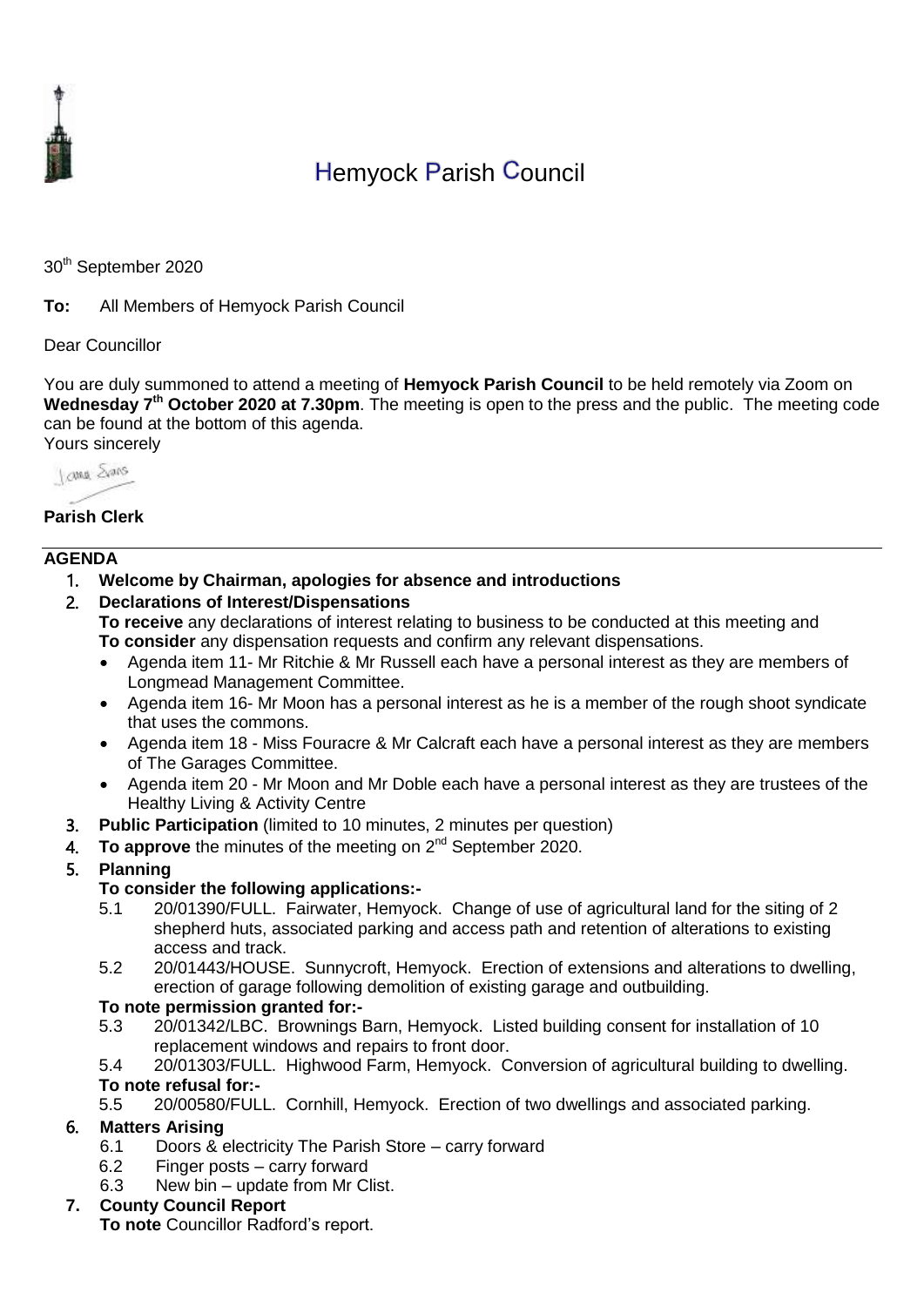# Hemyock Parish Council

30th September 2020

**To:** All Members of Hemyock Parish Council

Dear Councillor

You are duly summoned to attend a meeting of **Hemyock Parish Council** to be held remotely via Zoom on **Wednesday 7th October 2020 at 7.30pm**. The meeting is open to the press and the public. The meeting code can be found at the bottom of this agenda.

Yours sincerely

**Parish Clerk**

---

**AGENDA**

1. **Welcome by Chairman, apologies for absence and introductions**
2. **Declarations of Interest/Dispensations**
   **To receive** any declarations of interest relating to business to be conducted at this meeting and **To consider** any dispensation requests and confirm any relevant dispensations.
   - Agenda item 11- Mr Ritchie & Mr Russell each have a personal interest as they are members of Longmead Management Committee.
   - Agenda item 16- Mr Moon has a personal interest as he is a member of the rough shoot syndicate that uses the commons.
   - Agenda item 18 - Miss Fouracre & Mr Calcraft each have a personal interest as they are members of The Garages Committee.
   - Agenda item 20 - Mr Moon and Mr Doble each have a personal interest as they are trustees of the Healthy Living & Activity Centre
3. **Public Participation** (limited to 10 minutes, 2 minutes per question)
4. **To approve** the minutes of the meeting on 2nd September 2020.
5. **Planning**
   **To consider the following applications:-**
   5.1 20/01390/FULL. Fairwater, Hemyock. Change of use of agricultural land for the siting of 2 shepherd huts, associated parking and access path and retention of alterations to existing access and track.
   5.2 20/01443/HOUSE. Sunnycroft, Hemyock. Erection of extensions and alterations to dwelling, erection of garage following demolition of existing garage and outbuilding.
   **To note permission granted for:-**
   5.3 20/01342/LBC. Brownings Barn, Hemyock. Listed building consent for installation of 10 replacement windows and repairs to front door.
   5.4 20/01303/FULL. Highwood Farm, Hemyock. Conversion of agricultural building to dwelling.
   **To note refusal for:-**
   5.5 20/00580/FULL. Cornhill, Hemyock. Erection of two dwellings and associated parking.
6. **Matters Arising**
   6.1 Doors & electricity The Parish Store – carry forward
   6.2 Finger posts – carry forward
   6.3 New bin – update from Mr Clist.
7. **County Council Report**
   **To note** Councillor Radford's report.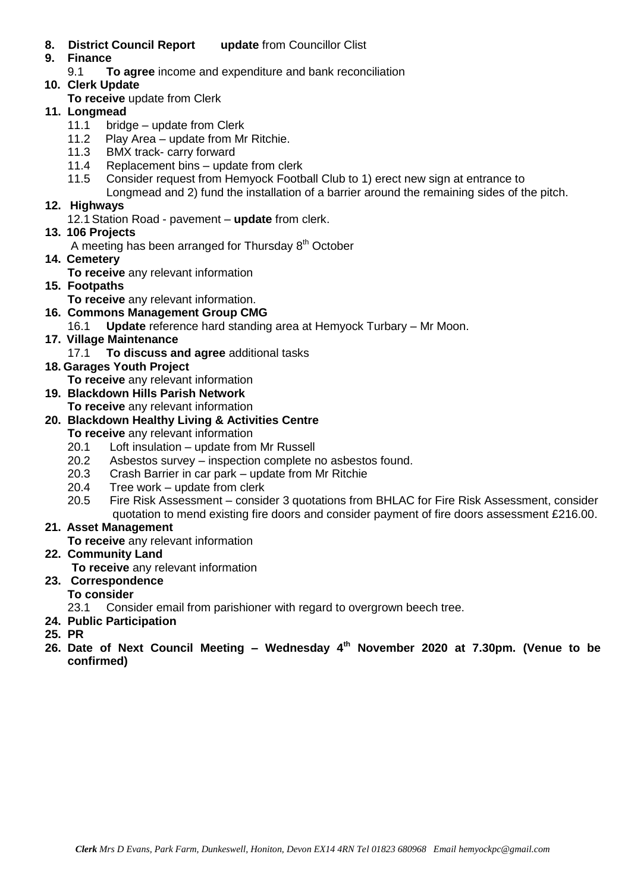**8. District Council Report** **update** from Councillor Clist

**9. Finance**

9.1 **To agree** income and expenditure and bank reconciliation

**10. Clerk Update**

**To receive** update from Clerk

**11. Longmead**

11.1 bridge – update from Clerk

11.2 Play Area – update from Mr Ritchie.

11.3 BMX track- carry forward

11.4 Replacement bins – update from clerk

11.5 Consider request from Hemyock Football Club to 1) erect new sign at entrance to Longmead and 2) fund the installation of a barrier around the remaining sides of the pitch.

**12. Highways**

12.1 Station Road - pavement – **update** from clerk.

**13. 106 Projects**

A meeting has been arranged for Thursday 8th October

**14. Cemetery**

**To receive** any relevant information

**15. Footpaths**

**To receive** any relevant information.

**16. Commons Management Group CMG**

16.1 **Update** reference hard standing area at Hemyock Turbary – Mr Moon.

**17. Village Maintenance**

17.1 **To discuss and agree** additional tasks

**18. Garages Youth Project**

**To receive** any relevant information

**19. Blackdown Hills Parish Network**

**To receive** any relevant information

**20. Blackdown Healthy Living & Activities Centre**

**To receive** any relevant information

20.1 Loft insulation – update from Mr Russell

20.2 Asbestos survey – inspection complete no asbestos found.

20.3 Crash Barrier in car park – update from Mr Ritchie

20.4 Tree work – update from clerk

20.5 Fire Risk Assessment – consider 3 quotations from BHLAC for Fire Risk Assessment, consider quotation to mend existing fire doors and consider payment of fire doors assessment £216.00.

**21. Asset Management**

**To receive** any relevant information

**22. Community Land**

**To receive** any relevant information

**23. Correspondence**

**To consider**

23.1 Consider email from parishioner with regard to overgrown beech tree.

**24. Public Participation**

**25. PR**

**26. Date of Next Council Meeting – Wednesday 4th November 2020 at 7.30pm. (Venue to be confirmed)**

*Clerk Mrs D Evans, Park Farm, Dunkeswell, Honiton, Devon EX14 4RN Tel 01823 680968 Email hemyockpc@gmail.com*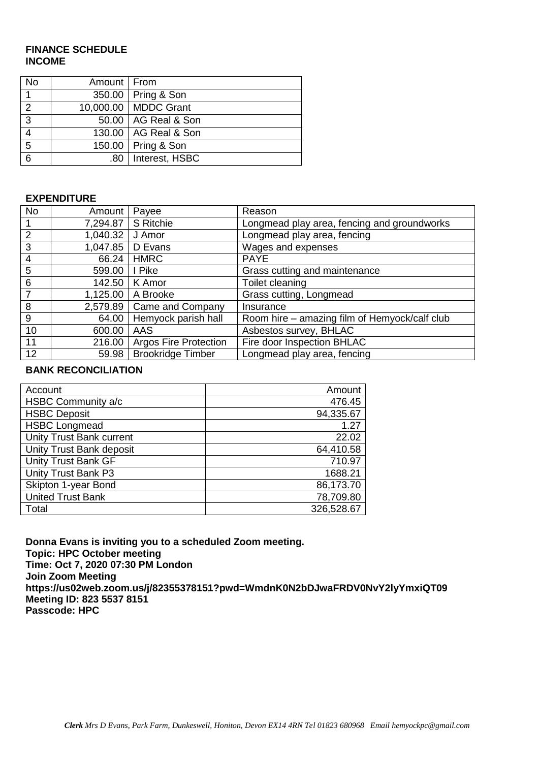**FINANCE SCHEDULE**
**INCOME**

| No | Amount | From |
|---|---|---|
| 1 | 350.00 | Pring & Son |
| 2 | 10,000.00 | MDDC Grant |
| 3 | 50.00 | AG Real & Son |
| 4 | 130.00 | AG Real & Son |
| 5 | 150.00 | Pring & Son |
| 6 | .80 | Interest, HSBC |

**EXPENDITURE**

| No | Amount | Payee | Reason |
|---|---|---|---|
| 1 | 7,294.87 | S Ritchie | Longmead play area, fencing and groundworks |
| 2 | 1,040.32 | J Amor | Longmead play area, fencing |
| 3 | 1,047.85 | D Evans | Wages and expenses |
| 4 | 66.24 | HMRC | PAYE |
| 5 | 599.00 | I Pike | Grass cutting and maintenance |
| 6 | 142.50 | K Amor | Toilet cleaning |
| 7 | 1,125.00 | A Brooke | Grass cutting, Longmead |
| 8 | 2,579.89 | Came and Company | Insurance |
| 9 | 64.00 | Hemyock parish hall | Room hire – amazing film of Hemyock/calf club |
| 10 | 600.00 | AAS | Asbestos survey, BHLAC |
| 11 | 216.00 | Argos Fire Protection | Fire door Inspection BHLAC |
| 12 | 59.98 | Brookridge Timber | Longmead play area, fencing |

**BANK RECONCILIATION**

| Account | Amount |
|---|---|
| HSBC Community a/c | 476.45 |
| HSBC Deposit | 94,335.67 |
| HSBC Longmead | 1.27 |
| Unity Trust Bank current | 22.02 |
| Unity Trust Bank deposit | 64,410.58 |
| Unity Trust Bank GF | 710.97 |
| Unity Trust Bank P3 | 1688.21 |
| Skipton 1-year Bond | 86,173.70 |
| United Trust Bank | 78,709.80 |
| Total | 326,528.67 |

**Donna Evans is inviting you to a scheduled Zoom meeting.**
**Topic: HPC October meeting**
**Time: Oct 7, 2020 07:30 PM London**
**Join Zoom Meeting**
**https://us02web.zoom.us/j/82355378151?pwd=WmdnK0N2bDJwaFRDV0NvY2lyYmxiQT09**
**Meeting ID: 823 5537 8151**
**Passcode: HPC**

***Clerk** Mrs D Evans, Park Farm, Dunkeswell, Honiton, Devon EX14 4RN Tel 01823 680968 Email hemyockpc@gmail.com*